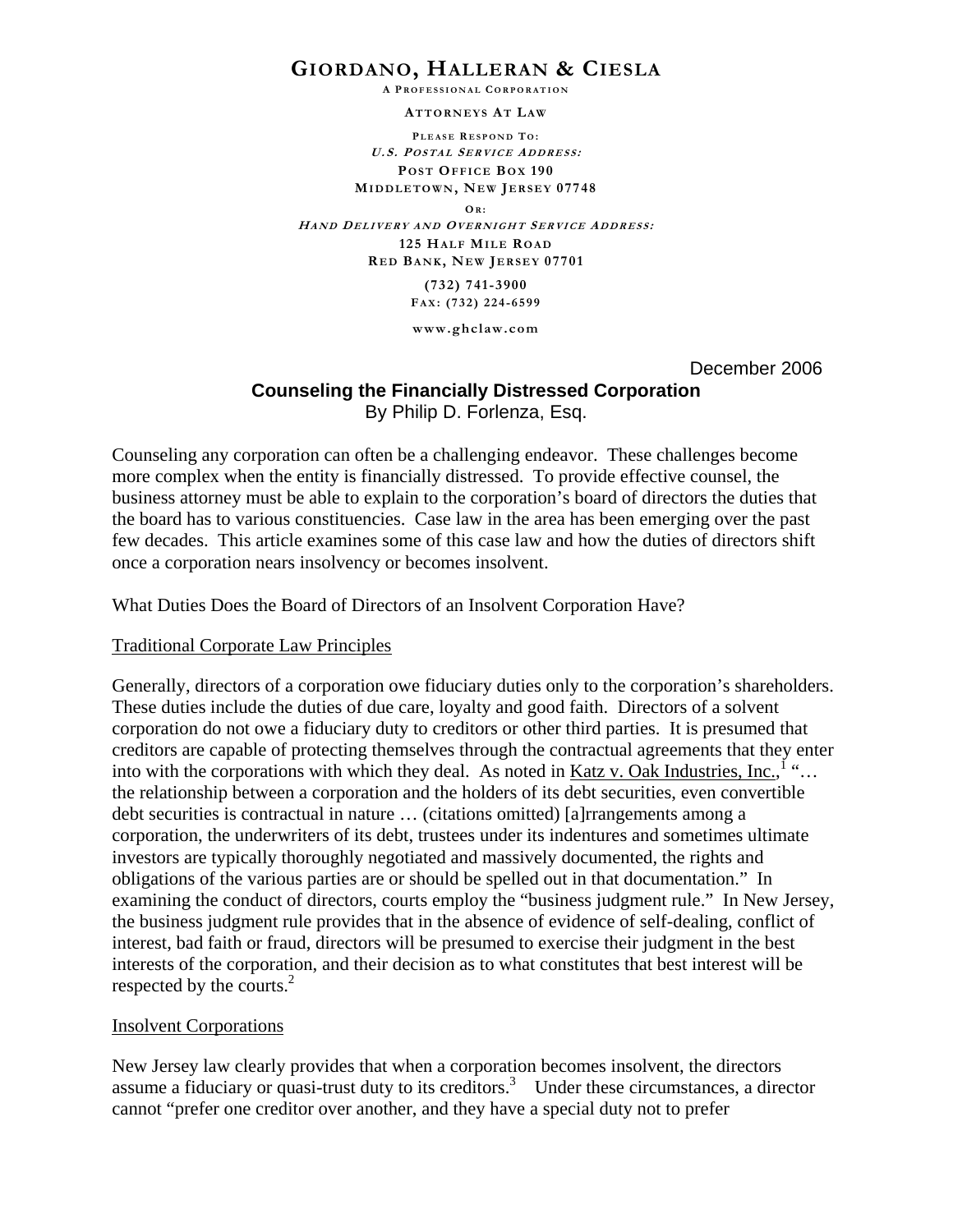# GIORDANO, HALLERAN & CIESLA

A PROFESSIONAL CORPORATION

ATTORNEYS AT LAW

PLEASE RESPOND TO:
*U.S. POSTAL SERVICE ADDRESS:*
POST OFFICE BOX 190
MIDDLETOWN, NEW JERSEY 07748

OR:
*HAND DELIVERY AND OVERNIGHT SERVICE ADDRESS:*
125 HALF MILE ROAD
RED BANK, NEW JERSEY 07701

(732) 741-3900
FAX: (732) 224-6599

www.ghclaw.com

December 2006

## Counseling the Financially Distressed Corporation

By Philip D. Forlenza, Esq.

Counseling any corporation can often be a challenging endeavor. These challenges become more complex when the entity is financially distressed. To provide effective counsel, the business attorney must be able to explain to the corporation's board of directors the duties that the board has to various constituencies. Case law in the area has been emerging over the past few decades. This article examines some of this case law and how the duties of directors shift once a corporation nears insolvency or becomes insolvent.

What Duties Does the Board of Directors of an Insolvent Corporation Have?

### Traditional Corporate Law Principles

Generally, directors of a corporation owe fiduciary duties only to the corporation's shareholders. These duties include the duties of due care, loyalty and good faith. Directors of a solvent corporation do not owe a fiduciary duty to creditors or other third parties. It is presumed that creditors are capable of protecting themselves through the contractual agreements that they enter into with the corporations with which they deal. As noted in Katz v. Oak Industries, Inc.,[1] "… the relationship between a corporation and the holders of its debt securities, even convertible debt securities is contractual in nature … (citations omitted) [a]rrangements among a corporation, the underwriters of its debt, trustees under its indentures and sometimes ultimate investors are typically thoroughly negotiated and massively documented, the rights and obligations of the various parties are or should be spelled out in that documentation." In examining the conduct of directors, courts employ the "business judgment rule." In New Jersey, the business judgment rule provides that in the absence of evidence of self-dealing, conflict of interest, bad faith or fraud, directors will be presumed to exercise their judgment in the best interests of the corporation, and their decision as to what constitutes that best interest will be respected by the courts.[2]

### Insolvent Corporations

New Jersey law clearly provides that when a corporation becomes insolvent, the directors assume a fiduciary or quasi-trust duty to its creditors.[3] Under these circumstances, a director cannot "prefer one creditor over another, and they have a special duty not to prefer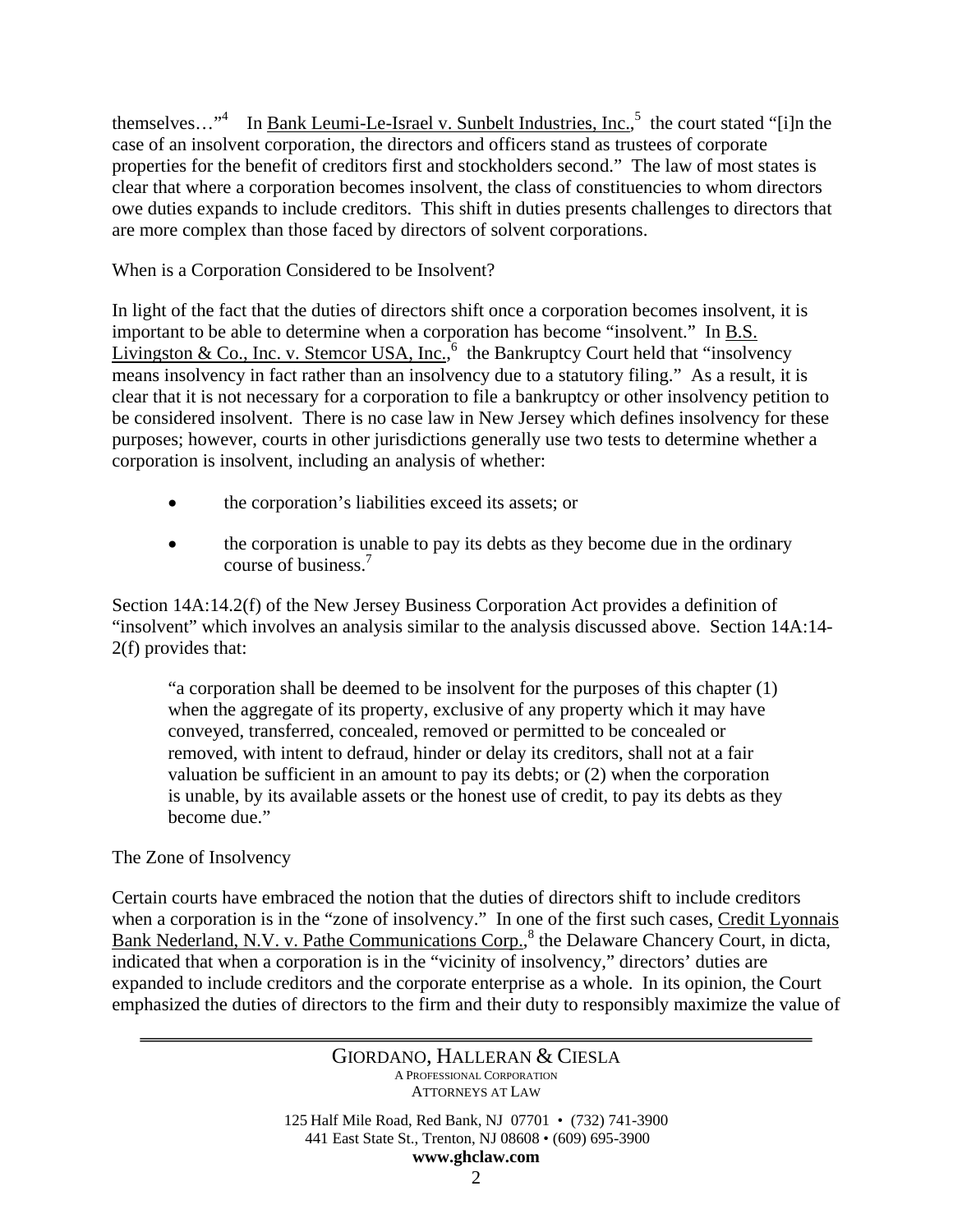themselves…"[4] In Bank Leumi-Le-Israel v. Sunbelt Industries, Inc.,[5] the court stated "[i]n the case of an insolvent corporation, the directors and officers stand as trustees of corporate properties for the benefit of creditors first and stockholders second." The law of most states is clear that where a corporation becomes insolvent, the class of constituencies to whom directors owe duties expands to include creditors. This shift in duties presents challenges to directors that are more complex than those faced by directors of solvent corporations.

## When is a Corporation Considered to be Insolvent?

In light of the fact that the duties of directors shift once a corporation becomes insolvent, it is important to be able to determine when a corporation has become "insolvent." In B.S. Livingston & Co., Inc. v. Stemcor USA, Inc.,[6] the Bankruptcy Court held that "insolvency means insolvency in fact rather than an insolvency due to a statutory filing." As a result, it is clear that it is not necessary for a corporation to file a bankruptcy or other insolvency petition to be considered insolvent. There is no case law in New Jersey which defines insolvency for these purposes; however, courts in other jurisdictions generally use two tests to determine whether a corporation is insolvent, including an analysis of whether:

- the corporation's liabilities exceed its assets; or
- the corporation is unable to pay its debts as they become due in the ordinary course of business.[7]

Section 14A:14.2(f) of the New Jersey Business Corporation Act provides a definition of "insolvent" which involves an analysis similar to the analysis discussed above. Section 14A:14-2(f) provides that:

> "a corporation shall be deemed to be insolvent for the purposes of this chapter (1) when the aggregate of its property, exclusive of any property which it may have conveyed, transferred, concealed, removed or permitted to be concealed or removed, with intent to defraud, hinder or delay its creditors, shall not at a fair valuation be sufficient in an amount to pay its debts; or (2) when the corporation is unable, by its available assets or the honest use of credit, to pay its debts as they become due."

## The Zone of Insolvency

Certain courts have embraced the notion that the duties of directors shift to include creditors when a corporation is in the "zone of insolvency." In one of the first such cases, Credit Lyonnais Bank Nederland, N.V. v. Pathe Communications Corp.,[8] the Delaware Chancery Court, in dicta, indicated that when a corporation is in the "vicinity of insolvency," directors' duties are expanded to include creditors and the corporate enterprise as a whole. In its opinion, the Court emphasized the duties of directors to the firm and their duty to responsibly maximize the value of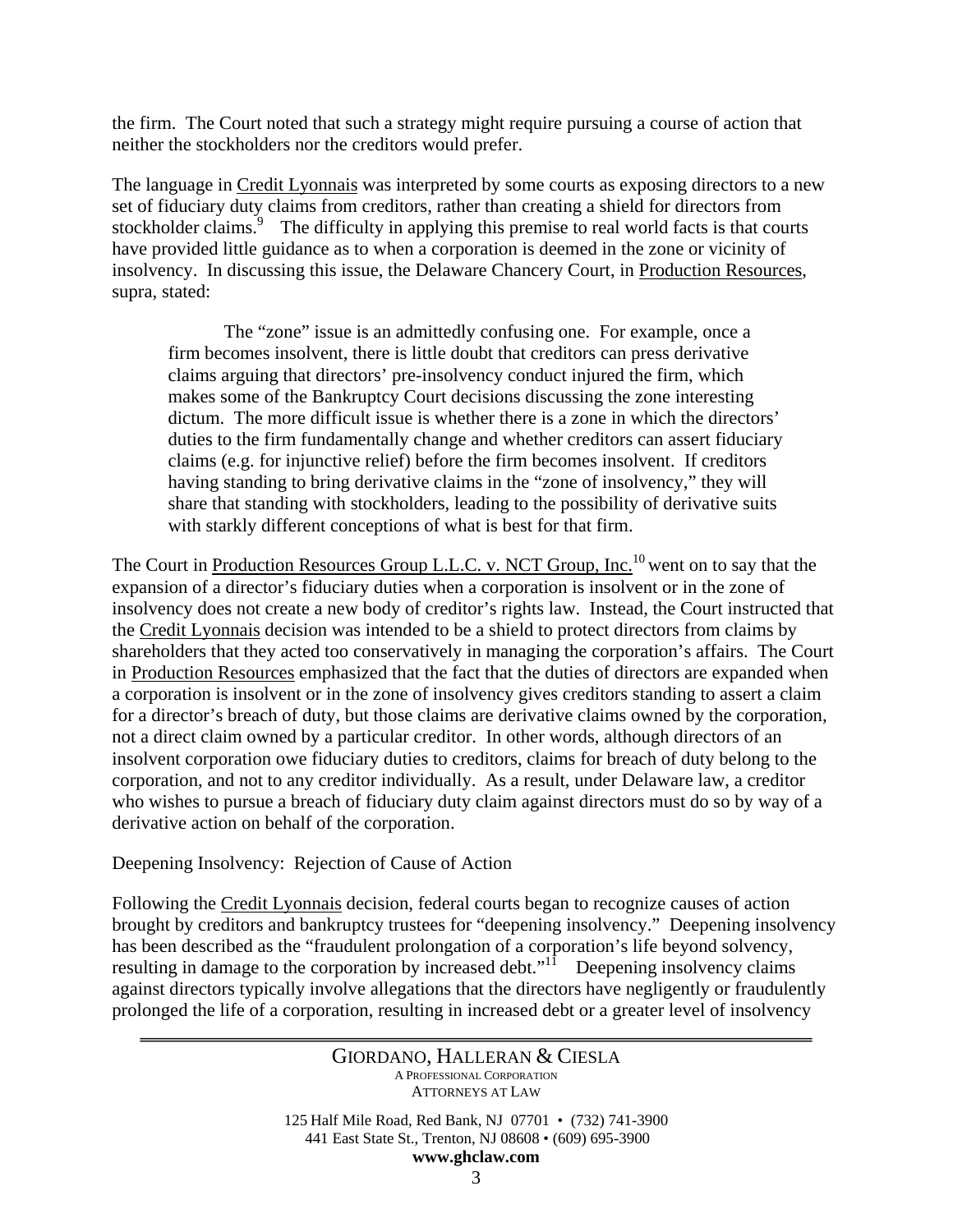the firm. The Court noted that such a strategy might require pursuing a course of action that neither the stockholders nor the creditors would prefer.

The language in Credit Lyonnais was interpreted by some courts as exposing directors to a new set of fiduciary duty claims from creditors, rather than creating a shield for directors from stockholder claims.[9] The difficulty in applying this premise to real world facts is that courts have provided little guidance as to when a corporation is deemed in the zone or vicinity of insolvency. In discussing this issue, the Delaware Chancery Court, in Production Resources, supra, stated:

> The "zone" issue is an admittedly confusing one. For example, once a firm becomes insolvent, there is little doubt that creditors can press derivative claims arguing that directors' pre-insolvency conduct injured the firm, which makes some of the Bankruptcy Court decisions discussing the zone interesting dictum. The more difficult issue is whether there is a zone in which the directors' duties to the firm fundamentally change and whether creditors can assert fiduciary claims (e.g. for injunctive relief) before the firm becomes insolvent. If creditors having standing to bring derivative claims in the "zone of insolvency," they will share that standing with stockholders, leading to the possibility of derivative suits with starkly different conceptions of what is best for that firm.

The Court in Production Resources Group L.L.C. v. NCT Group, Inc.[10] went on to say that the expansion of a director's fiduciary duties when a corporation is insolvent or in the zone of insolvency does not create a new body of creditor's rights law. Instead, the Court instructed that the Credit Lyonnais decision was intended to be a shield to protect directors from claims by shareholders that they acted too conservatively in managing the corporation's affairs. The Court in Production Resources emphasized that the fact that the duties of directors are expanded when a corporation is insolvent or in the zone of insolvency gives creditors standing to assert a claim for a director's breach of duty, but those claims are derivative claims owned by the corporation, not a direct claim owned by a particular creditor. In other words, although directors of an insolvent corporation owe fiduciary duties to creditors, claims for breach of duty belong to the corporation, and not to any creditor individually. As a result, under Delaware law, a creditor who wishes to pursue a breach of fiduciary duty claim against directors must do so by way of a derivative action on behalf of the corporation.

Deepening Insolvency: Rejection of Cause of Action

Following the Credit Lyonnais decision, federal courts began to recognize causes of action brought by creditors and bankruptcy trustees for "deepening insolvency." Deepening insolvency has been described as the "fraudulent prolongation of a corporation's life beyond solvency, resulting in damage to the corporation by increased debt."[11] Deepening insolvency claims against directors typically involve allegations that the directors have negligently or fraudulently prolonged the life of a corporation, resulting in increased debt or a greater level of insolvency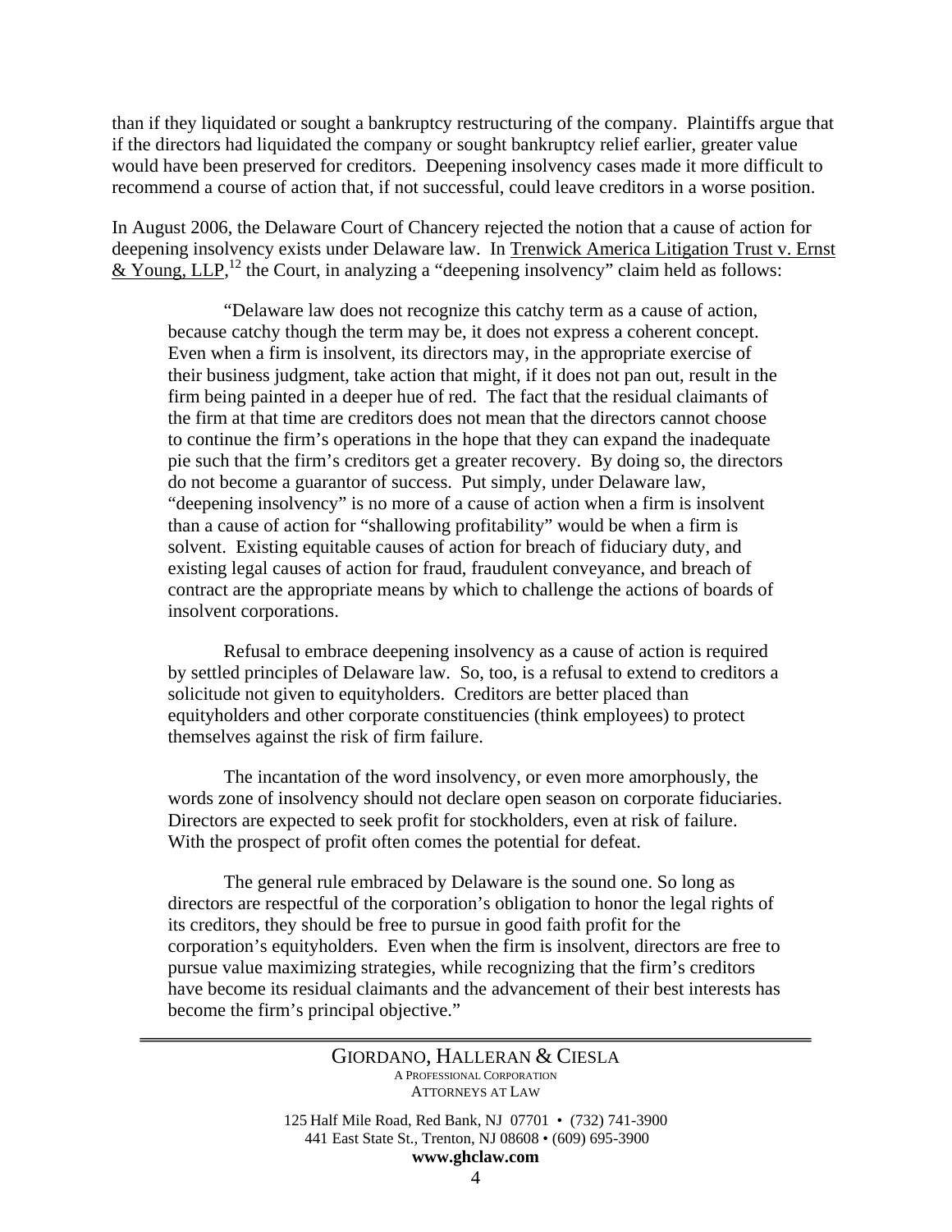than if they liquidated or sought a bankruptcy restructuring of the company. Plaintiffs argue that if the directors had liquidated the company or sought bankruptcy relief earlier, greater value would have been preserved for creditors. Deepening insolvency cases made it more difficult to recommend a course of action that, if not successful, could leave creditors in a worse position.

In August 2006, the Delaware Court of Chancery rejected the notion that a cause of action for deepening insolvency exists under Delaware law. In Trenwick America Litigation Trust v. Ernst & Young, LLP,[12] the Court, in analyzing a "deepening insolvency" claim held as follows:

> "Delaware law does not recognize this catchy term as a cause of action, because catchy though the term may be, it does not express a coherent concept. Even when a firm is insolvent, its directors may, in the appropriate exercise of their business judgment, take action that might, if it does not pan out, result in the firm being painted in a deeper hue of red. The fact that the residual claimants of the firm at that time are creditors does not mean that the directors cannot choose to continue the firm's operations in the hope that they can expand the inadequate pie such that the firm's creditors get a greater recovery. By doing so, the directors do not become a guarantor of success. Put simply, under Delaware law, "deepening insolvency" is no more of a cause of action when a firm is insolvent than a cause of action for "shallowing profitability" would be when a firm is solvent. Existing equitable causes of action for breach of fiduciary duty, and existing legal causes of action for fraud, fraudulent conveyance, and breach of contract are the appropriate means by which to challenge the actions of boards of insolvent corporations.
>
> Refusal to embrace deepening insolvency as a cause of action is required by settled principles of Delaware law. So, too, is a refusal to extend to creditors a solicitude not given to equityholders. Creditors are better placed than equityholders and other corporate constituencies (think employees) to protect themselves against the risk of firm failure.
>
> The incantation of the word insolvency, or even more amorphously, the words zone of insolvency should not declare open season on corporate fiduciaries. Directors are expected to seek profit for stockholders, even at risk of failure. With the prospect of profit often comes the potential for defeat.
>
> The general rule embraced by Delaware is the sound one. So long as directors are respectful of the corporation's obligation to honor the legal rights of its creditors, they should be free to pursue in good faith profit for the corporation's equityholders. Even when the firm is insolvent, directors are free to pursue value maximizing strategies, while recognizing that the firm's creditors have become its residual claimants and the advancement of their best interests has become the firm's principal objective."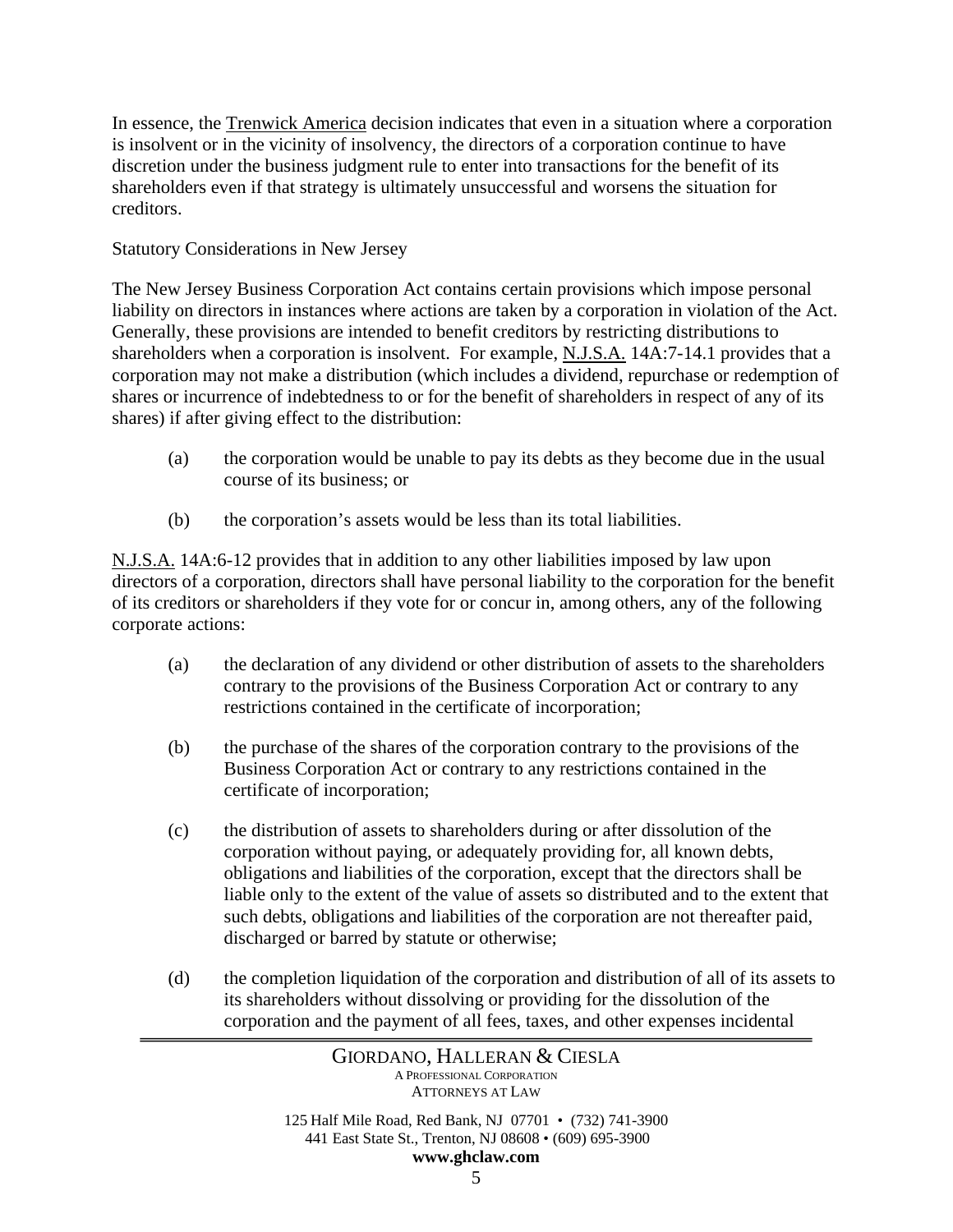In essence, the Trenwick America decision indicates that even in a situation where a corporation is insolvent or in the vicinity of insolvency, the directors of a corporation continue to have discretion under the business judgment rule to enter into transactions for the benefit of its shareholders even if that strategy is ultimately unsuccessful and worsens the situation for creditors.

Statutory Considerations in New Jersey

The New Jersey Business Corporation Act contains certain provisions which impose personal liability on directors in instances where actions are taken by a corporation in violation of the Act. Generally, these provisions are intended to benefit creditors by restricting distributions to shareholders when a corporation is insolvent. For example, N.J.S.A. 14A:7-14.1 provides that a corporation may not make a distribution (which includes a dividend, repurchase or redemption of shares or incurrence of indebtedness to or for the benefit of shareholders in respect of any of its shares) if after giving effect to the distribution:

(a) the corporation would be unable to pay its debts as they become due in the usual course of its business; or

(b) the corporation's assets would be less than its total liabilities.

N.J.S.A. 14A:6-12 provides that in addition to any other liabilities imposed by law upon directors of a corporation, directors shall have personal liability to the corporation for the benefit of its creditors or shareholders if they vote for or concur in, among others, any of the following corporate actions:

(a) the declaration of any dividend or other distribution of assets to the shareholders contrary to the provisions of the Business Corporation Act or contrary to any restrictions contained in the certificate of incorporation;

(b) the purchase of the shares of the corporation contrary to the provisions of the Business Corporation Act or contrary to any restrictions contained in the certificate of incorporation;

(c) the distribution of assets to shareholders during or after dissolution of the corporation without paying, or adequately providing for, all known debts, obligations and liabilities of the corporation, except that the directors shall be liable only to the extent of the value of assets so distributed and to the extent that such debts, obligations and liabilities of the corporation are not thereafter paid, discharged or barred by statute or otherwise;

(d) the completion liquidation of the corporation and distribution of all of its assets to its shareholders without dissolving or providing for the dissolution of the corporation and the payment of all fees, taxes, and other expenses incidental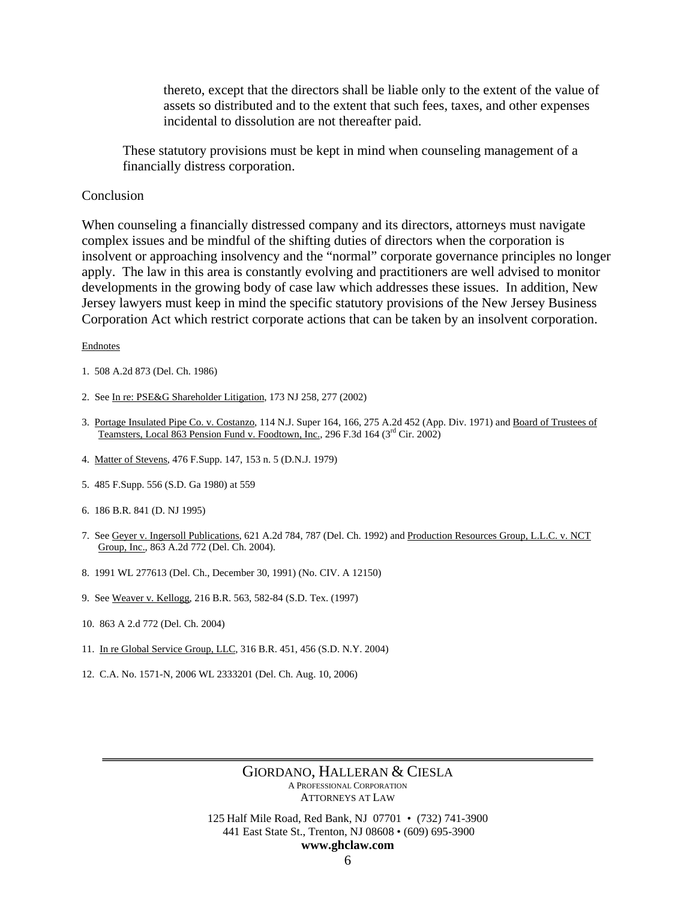thereto, except that the directors shall be liable only to the extent of the value of assets so distributed and to the extent that such fees, taxes, and other expenses incidental to dissolution are not thereafter paid.

These statutory provisions must be kept in mind when counseling management of a financially distress corporation.

## Conclusion

When counseling a financially distressed company and its directors, attorneys must navigate complex issues and be mindful of the shifting duties of directors when the corporation is insolvent or approaching insolvency and the "normal" corporate governance principles no longer apply. The law in this area is constantly evolving and practitioners are well advised to monitor developments in the growing body of case law which addresses these issues. In addition, New Jersey lawyers must keep in mind the specific statutory provisions of the New Jersey Business Corporation Act which restrict corporate actions that can be taken by an insolvent corporation.

Endnotes

1. 508 A.2d 873 (Del. Ch. 1986)
2. See In re: PSE&G Shareholder Litigation, 173 NJ 258, 277 (2002)
3. Portage Insulated Pipe Co. v. Costanzo, 114 N.J. Super 164, 166, 275 A.2d 452 (App. Div. 1971) and Board of Trustees of Teamsters, Local 863 Pension Fund v. Foodtown, Inc., 296 F.3d 164 (3rd Cir. 2002)
4. Matter of Stevens, 476 F.Supp. 147, 153 n. 5 (D.N.J. 1979)
5. 485 F.Supp. 556 (S.D. Ga 1980) at 559
6. 186 B.R. 841 (D. NJ 1995)
7. See Geyer v. Ingersoll Publications, 621 A.2d 784, 787 (Del. Ch. 1992) and Production Resources Group, L.L.C. v. NCT Group, Inc., 863 A.2d 772 (Del. Ch. 2004).
8. 1991 WL 277613 (Del. Ch., December 30, 1991) (No. CIV. A 12150)
9. See Weaver v. Kellogg, 216 B.R. 563, 582-84 (S.D. Tex. (1997)
10. 863 A 2.d 772 (Del. Ch. 2004)
11. In re Global Service Group, LLC, 316 B.R. 451, 456 (S.D. N.Y. 2004)
12. C.A. No. 1571-N, 2006 WL 2333201 (Del. Ch. Aug. 10, 2006)